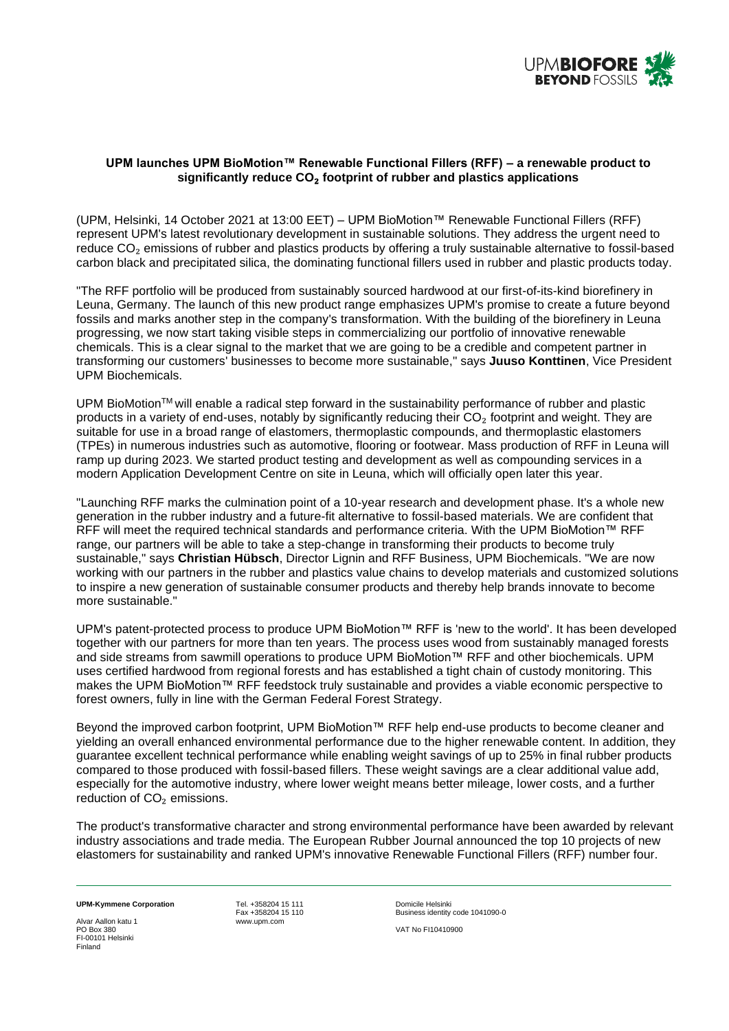## UPM launches UPM BioMotion™ Renewable Functional Fillers (RFF) – a renewable product to significantly reduce $CO_2$ footprint of rubber and plastics applications

(UPM, Helsinki, 14 October 2021 at 13:00 EET) – UPM BioMotion™ Renewable Functional Fillers (RFF) represent UPM's latest revolutionary development in sustainable solutions. They address the urgent need to reduce $CO_2$ emissions of rubber and plastics products by offering a truly sustainable alternative to fossil-based carbon black and precipitated silica, the dominating functional fillers used in rubber and plastic products today.

"The RFF portfolio will be produced from sustainably sourced hardwood at our first-of-its-kind biorefinery in Leuna, Germany. The launch of this new product range emphasizes UPM's promise to create a future beyond fossils and marks another step in the company's transformation. With the building of the biorefinery in Leuna progressing, we now start taking visible steps in commercializing our portfolio of innovative renewable chemicals. This is a clear signal to the market that we are going to be a credible and competent partner in transforming our customers' businesses to become more sustainable," says **Juuso Konttinen**, Vice President UPM Biochemicals.

UPM BioMotion™ will enable a radical step forward in the sustainability performance of rubber and plastic products in a variety of end-uses, notably by significantly reducing their $CO_2$ footprint and weight. They are suitable for use in a broad range of elastomers, thermoplastic compounds, and thermoplastic elastomers (TPEs) in numerous industries such as automotive, flooring or footwear. Mass production of RFF in Leuna will ramp up during 2023. We started product testing and development as well as compounding services in a modern Application Development Centre on site in Leuna, which will officially open later this year.

"Launching RFF marks the culmination point of a 10-year research and development phase. It's a whole new generation in the rubber industry and a future-fit alternative to fossil-based materials. We are confident that RFF will meet the required technical standards and performance criteria. With the UPM BioMotion™ RFF range, our partners will be able to take a step-change in transforming their products to become truly sustainable," says **Christian Hübsch**, Director Lignin and RFF Business, UPM Biochemicals. "We are now working with our partners in the rubber and plastics value chains to develop materials and customized solutions to inspire a new generation of sustainable consumer products and thereby help brands innovate to become more sustainable."

UPM's patent-protected process to produce UPM BioMotion™ RFF is 'new to the world'. It has been developed together with our partners for more than ten years. The process uses wood from sustainably managed forests and side streams from sawmill operations to produce UPM BioMotion™ RFF and other biochemicals. UPM uses certified hardwood from regional forests and has established a tight chain of custody monitoring. This makes the UPM BioMotion™ RFF feedstock truly sustainable and provides a viable economic perspective to forest owners, fully in line with the German Federal Forest Strategy.

Beyond the improved carbon footprint, UPM BioMotion™ RFF help end-use products to become cleaner and yielding an overall enhanced environmental performance due to the higher renewable content. In addition, they guarantee excellent technical performance while enabling weight savings of up to 25% in final rubber products compared to those produced with fossil-based fillers. These weight savings are a clear additional value add, especially for the automotive industry, where lower weight means better mileage, lower costs, and a further reduction of $CO_2$ emissions.

The product's transformative character and strong environmental performance have been awarded by relevant industry associations and trade media. The European Rubber Journal announced the top 10 projects of new elastomers for sustainability and ranked UPM's innovative Renewable Functional Fillers (RFF) number four.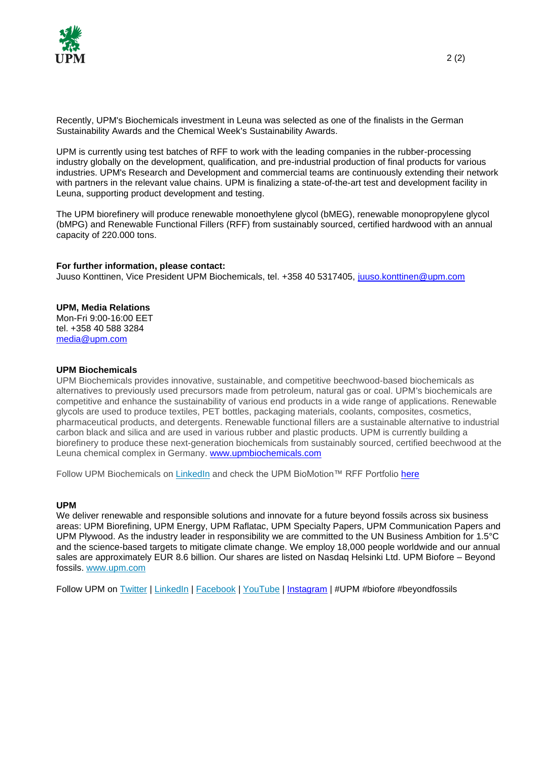Recently, UPM's Biochemicals investment in Leuna was selected as one of the finalists in the German Sustainability Awards and the Chemical Week's Sustainability Awards.

UPM is currently using test batches of RFF to work with the leading companies in the rubber-processing industry globally on the development, qualification, and pre-industrial production of final products for various industries. UPM's Research and Development and commercial teams are continuously extending their network with partners in the relevant value chains. UPM is finalizing a state-of-the-art test and development facility in Leuna, supporting product development and testing.

The UPM biorefinery will produce renewable monoethylene glycol (bMEG), renewable monopropylene glycol (bMPG) and Renewable Functional Fillers (RFF) from sustainably sourced, certified hardwood with an annual capacity of 220.000 tons.

**For further information, please contact:**
Juuso Konttinen, Vice President UPM Biochemicals, tel. +358 40 5317405, juuso.konttinen@upm.com

**UPM, Media Relations**
Mon-Fri 9:00-16:00 EET
tel. +358 40 588 3284
media@upm.com

**UPM Biochemicals**
UPM Biochemicals provides innovative, sustainable, and competitive beechwood-based biochemicals as alternatives to previously used precursors made from petroleum, natural gas or coal. UPM's biochemicals are competitive and enhance the sustainability of various end products in a wide range of applications. Renewable glycols are used to produce textiles, PET bottles, packaging materials, coolants, composites, cosmetics, pharmaceutical products, and detergents. Renewable functional fillers are a sustainable alternative to industrial carbon black and silica and are used in various rubber and plastic products. UPM is currently building a biorefinery to produce these next-generation biochemicals from sustainably sourced, certified beechwood at the Leuna chemical complex in Germany. www.upmbiochemicals.com

Follow UPM Biochemicals on LinkedIn and check the UPM BioMotion™ RFF Portfolio here

**UPM**
We deliver renewable and responsible solutions and innovate for a future beyond fossils across six business areas: UPM Biorefining, UPM Energy, UPM Raflatac, UPM Specialty Papers, UPM Communication Papers and UPM Plywood. As the industry leader in responsibility we are committed to the UN Business Ambition for 1.5°C and the science-based targets to mitigate climate change. We employ 18,000 people worldwide and our annual sales are approximately EUR 8.6 billion. Our shares are listed on Nasdaq Helsinki Ltd. UPM Biofore – Beyond fossils. www.upm.com

Follow UPM on Twitter | LinkedIn | Facebook | YouTube | Instagram | #UPM #biofore #beyondfossils